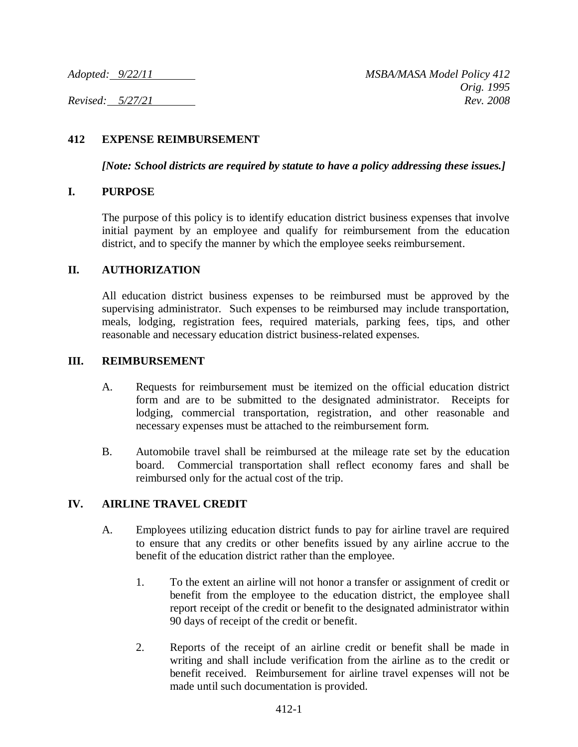Adopted: 9/22/11 MSBA/MASA Model Policy 412
Orig. 1995
Revised: 5/27/21 Rev. 2008

# 412 EXPENSE REIMBURSEMENT

***[Note: School districts are required by statute to have a policy addressing these issues.]***

## I. PURPOSE

The purpose of this policy is to identify education district business expenses that involve initial payment by an employee and qualify for reimbursement from the education district, and to specify the manner by which the employee seeks reimbursement.

## II. AUTHORIZATION

All education district business expenses to be reimbursed must be approved by the supervising administrator. Such expenses to be reimbursed may include transportation, meals, lodging, registration fees, required materials, parking fees, tips, and other reasonable and necessary education district business-related expenses.

## III. REIMBURSEMENT

A. Requests for reimbursement must be itemized on the official education district form and are to be submitted to the designated administrator. Receipts for lodging, commercial transportation, registration, and other reasonable and necessary expenses must be attached to the reimbursement form.

B. Automobile travel shall be reimbursed at the mileage rate set by the education board. Commercial transportation shall reflect economy fares and shall be reimbursed only for the actual cost of the trip.

## IV. AIRLINE TRAVEL CREDIT

A. Employees utilizing education district funds to pay for airline travel are required to ensure that any credits or other benefits issued by any airline accrue to the benefit of the education district rather than the employee.

1. To the extent an airline will not honor a transfer or assignment of credit or benefit from the employee to the education district, the employee shall report receipt of the credit or benefit to the designated administrator within 90 days of receipt of the credit or benefit.

2. Reports of the receipt of an airline credit or benefit shall be made in writing and shall include verification from the airline as to the credit or benefit received. Reimbursement for airline travel expenses will not be made until such documentation is provided.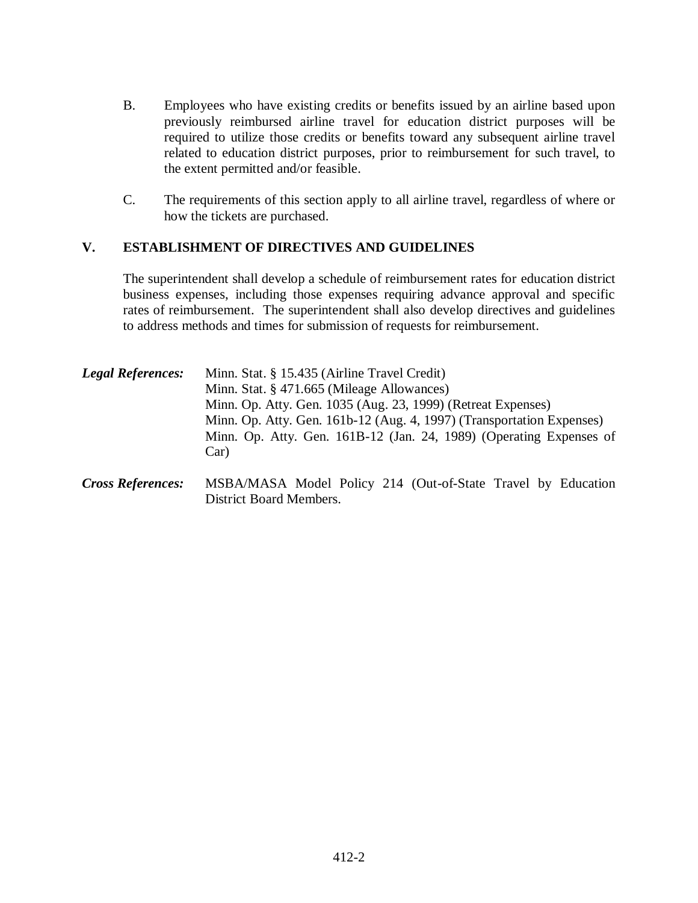B. Employees who have existing credits or benefits issued by an airline based upon previously reimbursed airline travel for education district purposes will be required to utilize those credits or benefits toward any subsequent airline travel related to education district purposes, prior to reimbursement for such travel, to the extent permitted and/or feasible.

C. The requirements of this section apply to all airline travel, regardless of where or how the tickets are purchased.

## V. ESTABLISHMENT OF DIRECTIVES AND GUIDELINES

The superintendent shall develop a schedule of reimbursement rates for education district business expenses, including those expenses requiring advance approval and specific rates of reimbursement. The superintendent shall also develop directives and guidelines to address methods and times for submission of requests for reimbursement.

***Legal References:***
Minn. Stat. § 15.435 (Airline Travel Credit)
Minn. Stat. § 471.665 (Mileage Allowances)
Minn. Op. Atty. Gen. 1035 (Aug. 23, 1999) (Retreat Expenses)
Minn. Op. Atty. Gen. 161b-12 (Aug. 4, 1997) (Transportation Expenses)
Minn. Op. Atty. Gen. 161B-12 (Jan. 24, 1989) (Operating Expenses of Car)

***Cross References:***
MSBA/MASA Model Policy 214 (Out-of-State Travel by Education District Board Members.